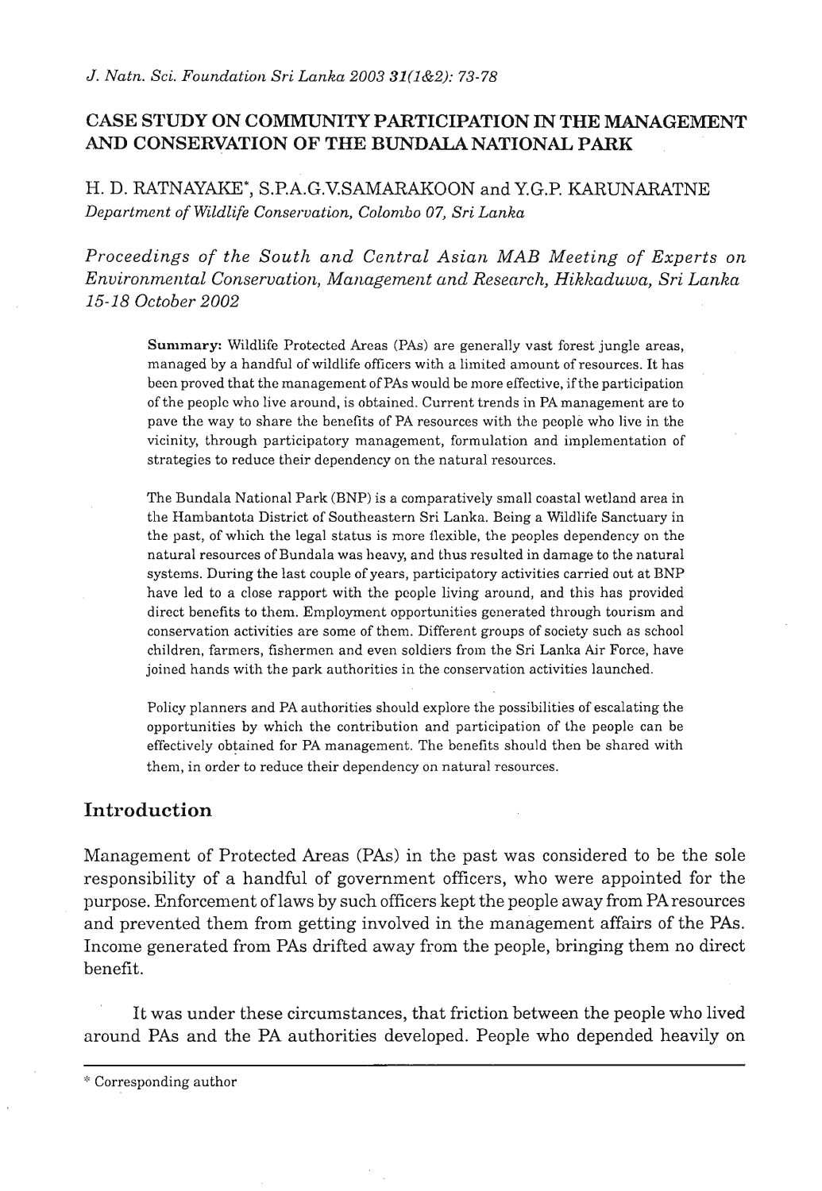# CASE STUDY ON COMMUNITY PARTICIPATION IN THE MANAGEMENT AND CONSERVATION OF THE BUNDALA NATIONAL PARK

H. D. RATNAYAKE*, S.P.A.G.V.SAMARAKOON and Y.G.P. KARUNARATNE

*Department of Wildlife Conservation, Colombo 07, Sri Lanka*

*Proceedings of the South and Central Asian MAB Meeting of Experts on Environmental Conservation, Management and Research, Hikkaduwa, Sri Lanka 15-18 October 2002*

**Summary:** Wildlife Protected Areas (PAs) are generally vast forest jungle areas, managed by a handful of wildlife officers with a limited amount of resources. It has been proved that the management of PAs would be more effective, if the participation of the people who live around, is obtained. Current trends in PA management are to pave the way to share the benefits of PA resources with the people who live in the vicinity, through participatory management, formulation and implementation of strategies to reduce their dependency on the natural resources.

The Bundala National Park (BNP) is a comparatively small coastal wetland area in the Hambantota District of Southeastern Sri Lanka. Being a Wildlife Sanctuary in the past, of which the legal status is more flexible, the peoples dependency on the natural resources of Bundala was heavy, and thus resulted in damage to the natural systems. During the last couple of years, participatory activities carried out at BNP have led to a close rapport with the people living around, and this has provided direct benefits to them. Employment opportunities generated through tourism and conservation activities are some of them. Different groups of society such as school children, farmers, fishermen and even soldiers from the Sri Lanka Air Force, have joined hands with the park authorities in the conservation activities launched.

Policy planners and PA authorities should explore the possibilities of escalating the opportunities by which the contribution and participation of the people can be effectively obtained for PA management. The benefits should then be shared with them, in order to reduce their dependency on natural resources.

## Introduction

Management of Protected Areas (PAs) in the past was considered to be the sole responsibility of a handful of government officers, who were appointed for the purpose. Enforcement of laws by such officers kept the people away from PA resources and prevented them from getting involved in the management affairs of the PAs. Income generated from PAs drifted away from the people, bringing them no direct benefit.

It was under these circumstances, that friction between the people who lived around PAs and the PA authorities developed. People who depended heavily on

\* Corresponding author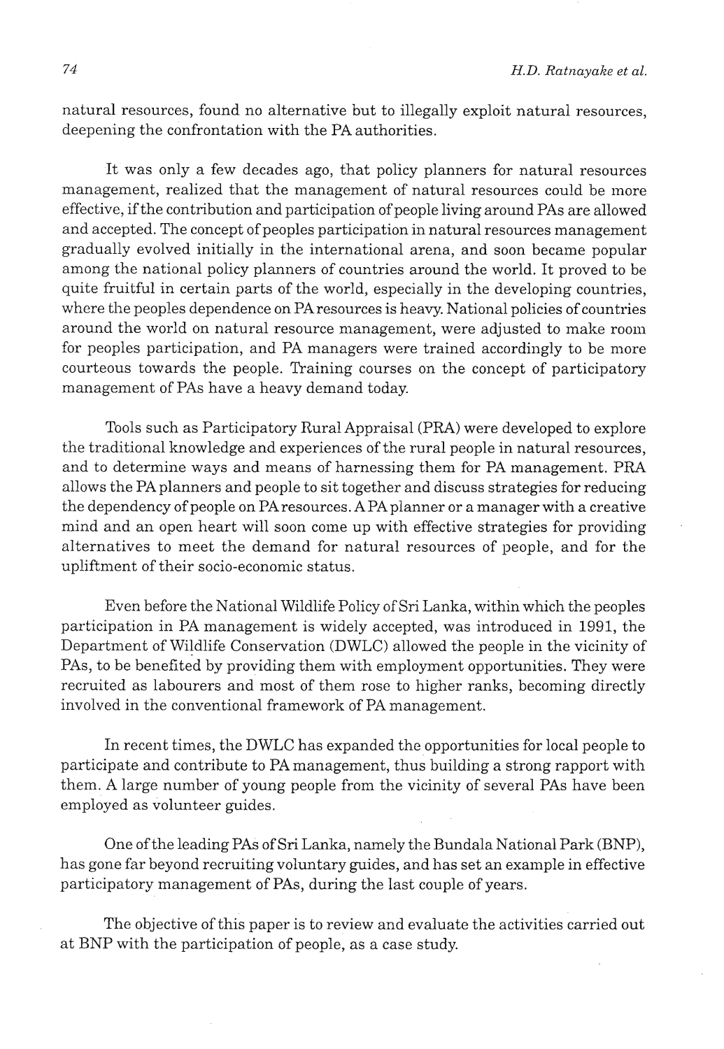natural resources, found no alternative but to illegally exploit natural resources, deepening the confrontation with the PA authorities.

It was only a few decades ago, that policy planners for natural resources management, realized that the management of natural resources could be more effective, if the contribution and participation of people living around PAs are allowed and accepted. The concept of peoples participation in natural resources management gradually evolved initially in the international arena, and soon became popular among the national policy planners of countries around the world. It proved to be quite fruitful in certain parts of the world, especially in the developing countries, where the peoples dependence on PA resources is heavy. National policies of countries around the world on natural resource management, were adjusted to make room for peoples participation, and PA managers were trained accordingly to be more courteous towards the people. Training courses on the concept of participatory management of PAs have a heavy demand today.

Tools such as Participatory Rural Appraisal (PRA) were developed to explore the traditional knowledge and experiences of the rural people in natural resources, and to determine ways and means of harnessing them for PA management. PRA allows the PA planners and people to sit together and discuss strategies for reducing the dependency of people on PA resources. A PA planner or a manager with a creative mind and an open heart will soon come up with effective strategies for providing alternatives to meet the demand for natural resources of people, and for the upliftment of their socio-economic status.

Even before the National Wildlife Policy of Sri Lanka, within which the peoples participation in PA management is widely accepted, was introduced in 1991, the Department of Wildlife Conservation (DWLC) allowed the people in the vicinity of PAs, to be benefited by providing them with employment opportunities. They were recruited as labourers and most of them rose to higher ranks, becoming directly involved in the conventional framework of PA management.

In recent times, the DWLC has expanded the opportunities for local people to participate and contribute to PA management, thus building a strong rapport with them. A large number of young people from the vicinity of several PAs have been employed as volunteer guides.

One of the leading PAs of Sri Lanka, namely the Bundala National Park (BNP), has gone far beyond recruiting voluntary guides, and has set an example in effective participatory management of PAs, during the last couple of years.

The objective of this paper is to review and evaluate the activities carried out at BNP with the participation of people, as a case study.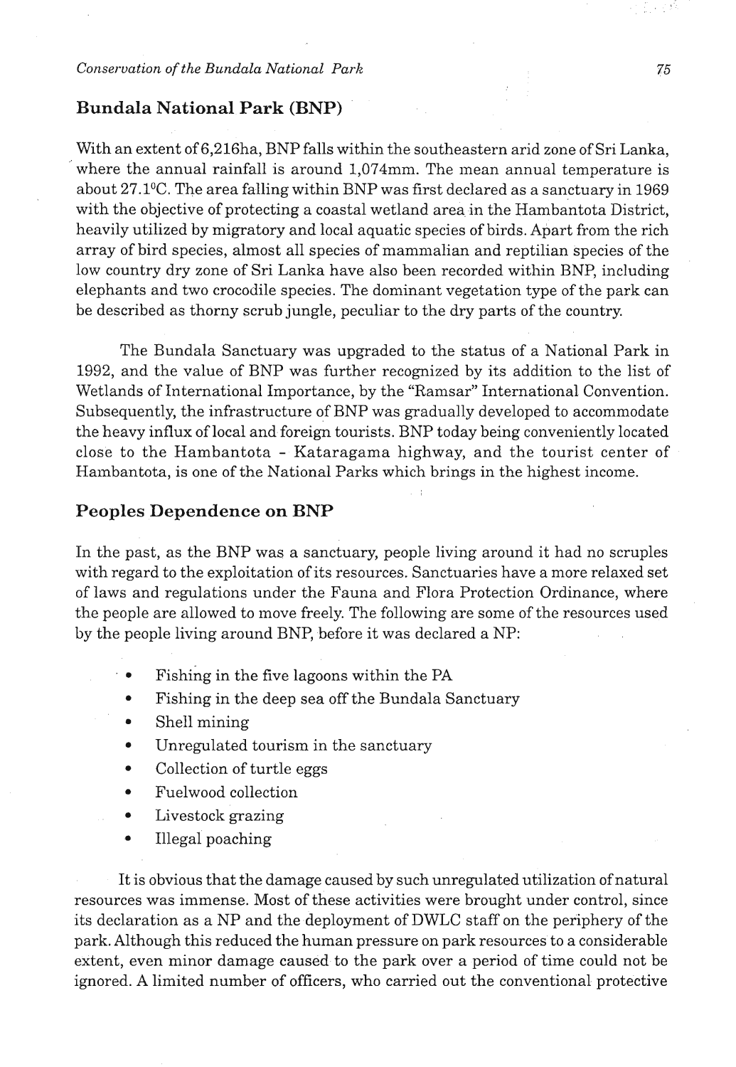## Bundala National Park (BNP)

With an extent of 6,216ha, BNP falls within the southeastern arid zone of Sri Lanka, where the annual rainfall is around 1,074mm. The mean annual temperature is about 27.1°C. The area falling within BNP was first declared as a sanctuary in 1969 with the objective of protecting a coastal wetland area in the Hambantota District, heavily utilized by migratory and local aquatic species of birds. Apart from the rich array of bird species, almost all species of mammalian and reptilian species of the low country dry zone of Sri Lanka have also been recorded within BNP, including elephants and two crocodile species. The dominant vegetation type of the park can be described as thorny scrub jungle, peculiar to the dry parts of the country.

The Bundala Sanctuary was upgraded to the status of a National Park in 1992, and the value of BNP was further recognized by its addition to the list of Wetlands of International Importance, by the "Ramsar" International Convention. Subsequently, the infrastructure of BNP was gradually developed to accommodate the heavy influx of local and foreign tourists. BNP today being conveniently located close to the Hambantota - Kataragama highway, and the tourist center of Hambantota, is one of the National Parks which brings in the highest income.

## Peoples Dependence on BNP

In the past, as the BNP was a sanctuary, people living around it had no scruples with regard to the exploitation of its resources. Sanctuaries have a more relaxed set of laws and regulations under the Fauna and Flora Protection Ordinance, where the people are allowed to move freely. The following are some of the resources used by the people living around BNP, before it was declared a NP:

- Fishing in the five lagoons within the PA
- Fishing in the deep sea off the Bundala Sanctuary
- Shell mining
- Unregulated tourism in the sanctuary
- Collection of turtle eggs
- Fuelwood collection
- Livestock grazing
- Illegal poaching

It is obvious that the damage caused by such unregulated utilization of natural resources was immense. Most of these activities were brought under control, since its declaration as a NP and the deployment of DWLC staff on the periphery of the park. Although this reduced the human pressure on park resources to a considerable extent, even minor damage caused to the park over a period of time could not be ignored. A limited number of officers, who carried out the conventional protective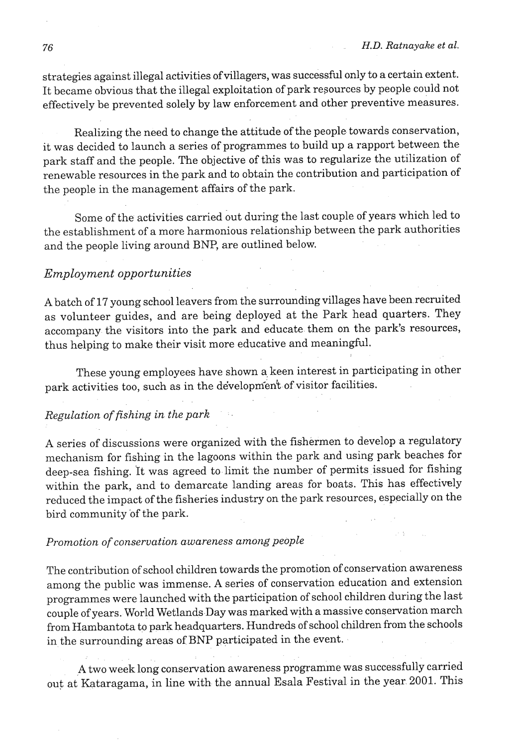strategies against illegal activities of villagers, was successful only to a certain extent. It became obvious that the illegal exploitation of park resources by people could not effectively be prevented solely by law enforcement and other preventive measures.

Realizing the need to change the attitude of the people towards conservation, it was decided to launch a series of programmes to build up a rapport between the park staff and the people. The objective of this was to regularize the utilization of renewable resources in the park and to obtain the contribution and participation of the people in the management affairs of the park.

Some of the activities carried out during the last couple of years which led to the establishment of a more harmonious relationship between the park authorities and the people living around BNP, are outlined below.

### *Employment opportunities*

A batch of 17 young school leavers from the surrounding villages have been recruited as volunteer guides, and are being deployed at the Park head quarters. They accompany the visitors into the park and educate them on the park's resources, thus helping to make their visit more educative and meaningful.

These young employees have shown a keen interest in participating in other park activities too, such as in the development of visitor facilities.

#### *Regulation of fishing in the park*

A series of discussions were organized with the fishermen to develop a regulatory mechanism for fishing in the lagoons within the park and using park beaches for deep-sea fishing. It was agreed to limit the number of permits issued for fishing within the park, and to demarcate landing areas for boats. This has effectively reduced the impact of the fisheries industry on the park resources, especially on the bird community of the park.

#### *Promotion of conservation awareness among people*

The contribution of school children towards the promotion of conservation awareness among the public was immense. A series of conservation education and extension programmes were launched with the participation of school children during the last couple of years. World Wetlands Day was marked with a massive conservation march from Hambantota to park headquarters. Hundreds of school children from the schools in the surrounding areas of BNP participated in the event.

A two week long conservation awareness programme was successfully carried out at Kataragama, in line with the annual Esala Festival in the year 2001. This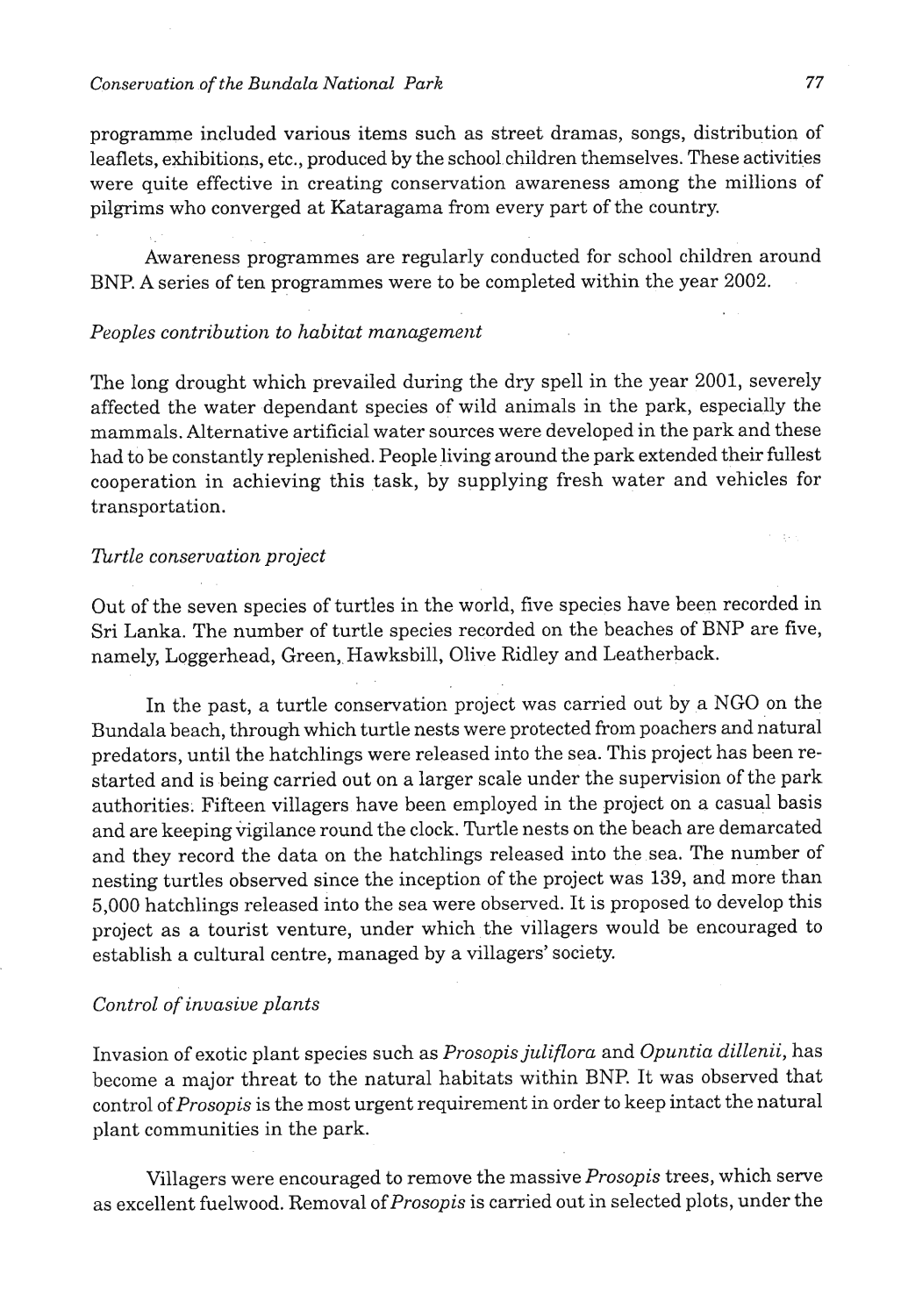programme included various items such as street dramas, songs, distribution of leaflets, exhibitions, etc., produced by the school children themselves. These activities were quite effective in creating conservation awareness among the millions of pilgrims who converged at Kataragama from every part of the country.

Awareness programmes are regularly conducted for school children around BNP. A series of ten programmes were to be completed within the year 2002.

*Peoples contribution to habitat management*

The long drought which prevailed during the dry spell in the year 2001, severely affected the water dependant species of wild animals in the park, especially the mammals. Alternative artificial water sources were developed in the park and these had to be constantly replenished. People living around the park extended their fullest cooperation in achieving this task, by supplying fresh water and vehicles for transportation.

*Turtle conservation project*

Out of the seven species of turtles in the world, five species have been recorded in Sri Lanka. The number of turtle species recorded on the beaches of BNP are five, namely, Loggerhead, Green, Hawksbill, Olive Ridley and Leatherback.

In the past, a turtle conservation project was carried out by a NGO on the Bundala beach, through which turtle nests were protected from poachers and natural predators, until the hatchlings were released into the sea. This project has been re-started and is being carried out on a larger scale under the supervision of the park authorities. Fifteen villagers have been employed in the project on a casual basis and are keeping vigilance round the clock. Turtle nests on the beach are demarcated and they record the data on the hatchlings released into the sea. The number of nesting turtles observed since the inception of the project was 139, and more than 5,000 hatchlings released into the sea were observed. It is proposed to develop this project as a tourist venture, under which the villagers would be encouraged to establish a cultural centre, managed by a villagers' society.

*Control of invasive plants*

Invasion of exotic plant species such as *Prosopis juliflora* and *Opuntia dillenii*, has become a major threat to the natural habitats within BNP. It was observed that control of *Prosopis* is the most urgent requirement in order to keep intact the natural plant communities in the park.

Villagers were encouraged to remove the massive *Prosopis* trees, which serve as excellent fuelwood. Removal of *Prosopis* is carried out in selected plots, under the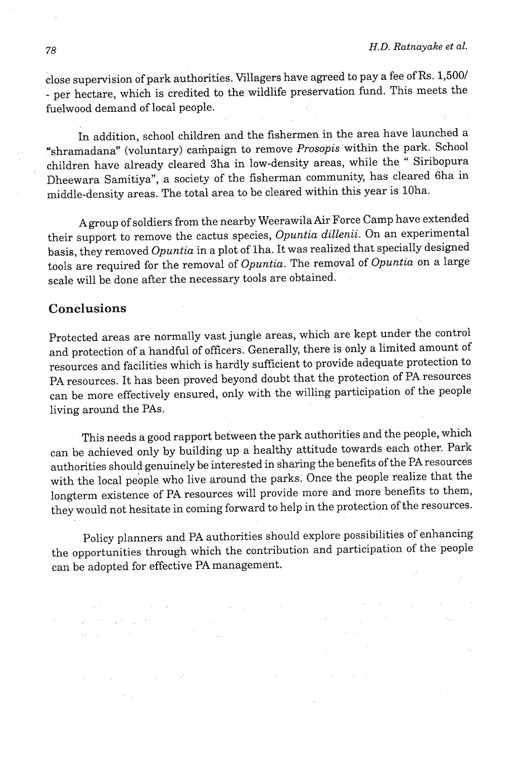close supervision of park authorities. Villagers have agreed to pay a fee of Rs. 1,500/ - per hectare, which is credited to the wildlife preservation fund. This meets the fuelwood demand of local people.

In addition, school children and the fishermen in the area have launched a "shramadana" (voluntary) campaign to remove *Prosopis* within the park. School children have already cleared 3ha in low-density areas, while the " Siribopura Dheewara Samitiya", a society of the fisherman community, has cleared 6ha in middle-density areas. The total area to be cleared within this year is 10ha.

A group of soldiers from the nearby Weerawila Air Force Camp have extended their support to remove the cactus species, *Opuntia dillenii*. On an experimental basis, they removed *Opuntia* in a plot of 1ha. It was realized that specially designed tools are required for the removal of *Opuntia*. The removal of *Opuntia* on a large scale will be done after the necessary tools are obtained.

## Conclusions

Protected areas are normally vast jungle areas, which are kept under the control and protection of a handful of officers. Generally, there is only a limited amount of resources and facilities which is hardly sufficient to provide adequate protection to PA resources. It has been proved beyond doubt that the protection of PA resources can be more effectively ensured, only with the willing participation of the people living around the PAs.

This needs a good rapport between the park authorities and the people, which can be achieved only by building up a healthy attitude towards each other. Park authorities should genuinely be interested in sharing the benefits of the PA resources with the local people who live around the parks. Once the people realize that the longterm existence of PA resources will provide more and more benefits to them, they would not hesitate in coming forward to help in the protection of the resources.

Policy planners and PA authorities should explore possibilities of enhancing the opportunities through which the contribution and participation of the people can be adopted for effective PA management.